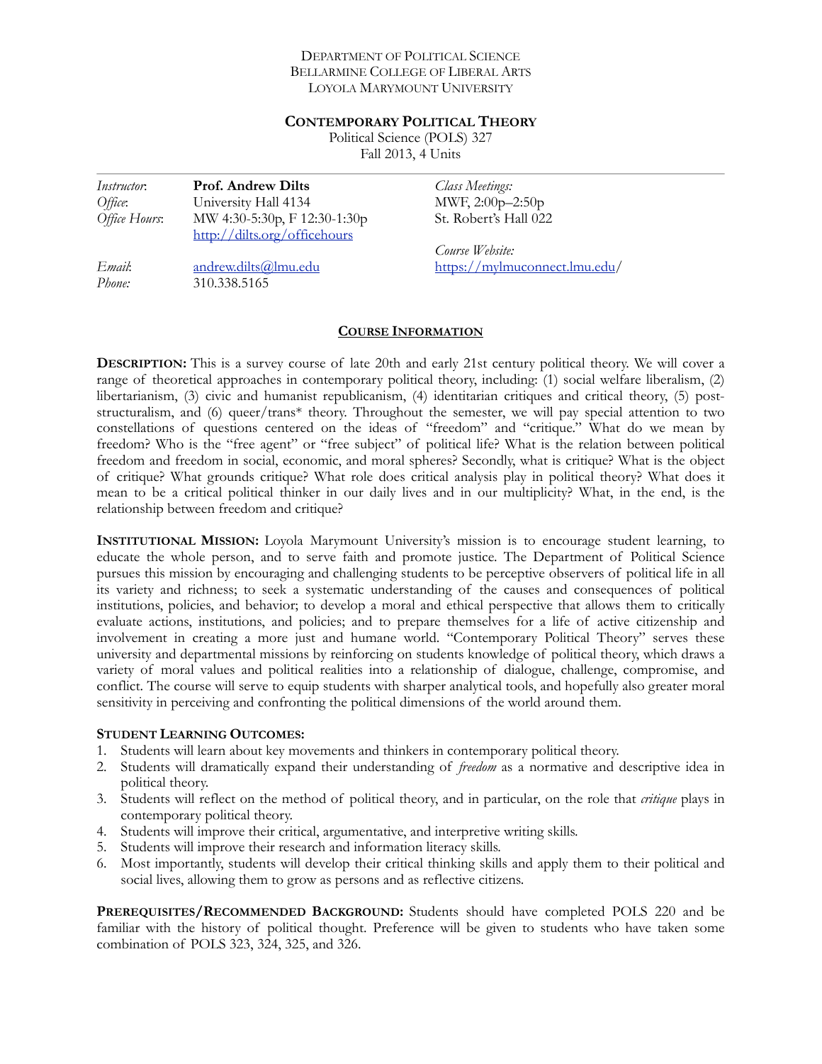DEPARTMENT OF POLITICAL SCIENCE
BELLARMINE COLLEGE OF LIBERAL ARTS
LOYOLA MARYMOUNT UNIVERSITY

# CONTEMPORARY POLITICAL THEORY

Political Science (POLS) 327
Fall 2013, 4 Units

| | | |
|---|---|---|
| *Instructor*: | **Prof. Andrew Dilts** | *Class Meetings:* |
| *Office*: | University Hall 4134 | MWF, 2:00p–2:50p |
| *Office Hours*: | MW 4:30-5:30p, F 12:30-1:30p<br>http://dilts.org/officehours | St. Robert's Hall 022 |
| | | *Course Website:* |
| *Email*: | andrew.dilts@lmu.edu | https://mylmuconnect.lmu.edu/ |
| *Phone:* | 310.338.5165 | |

## COURSE INFORMATION

**DESCRIPTION:** This is a survey course of late 20th and early 21st century political theory. We will cover a range of theoretical approaches in contemporary political theory, including: (1) social welfare liberalism, (2) libertarianism, (3) civic and humanist republicanism, (4) identitarian critiques and critical theory, (5) post-structuralism, and (6) queer/trans* theory. Throughout the semester, we will pay special attention to two constellations of questions centered on the ideas of "freedom" and "critique." What do we mean by freedom? Who is the "free agent" or "free subject" of political life? What is the relation between political freedom and freedom in social, economic, and moral spheres? Secondly, what is critique? What is the object of critique? What grounds critique? What role does critical analysis play in political theory? What does it mean to be a critical political thinker in our daily lives and in our multiplicity? What, in the end, is the relationship between freedom and critique?

**INSTITUTIONAL MISSION:** Loyola Marymount University's mission is to encourage student learning, to educate the whole person, and to serve faith and promote justice. The Department of Political Science pursues this mission by encouraging and challenging students to be perceptive observers of political life in all its variety and richness; to seek a systematic understanding of the causes and consequences of political institutions, policies, and behavior; to develop a moral and ethical perspective that allows them to critically evaluate actions, institutions, and policies; and to prepare themselves for a life of active citizenship and involvement in creating a more just and humane world. "Contemporary Political Theory" serves these university and departmental missions by reinforcing on students knowledge of political theory, which draws a variety of moral values and political realities into a relationship of dialogue, challenge, compromise, and conflict. The course will serve to equip students with sharper analytical tools, and hopefully also greater moral sensitivity in perceiving and confronting the political dimensions of the world around them.

**STUDENT LEARNING OUTCOMES:**

1. Students will learn about key movements and thinkers in contemporary political theory.
2. Students will dramatically expand their understanding of *freedom* as a normative and descriptive idea in political theory.
3. Students will reflect on the method of political theory, and in particular, on the role that *critique* plays in contemporary political theory.
4. Students will improve their critical, argumentative, and interpretive writing skills.
5. Students will improve their research and information literacy skills.
6. Most importantly, students will develop their critical thinking skills and apply them to their political and social lives, allowing them to grow as persons and as reflective citizens.

**PREREQUISITES/RECOMMENDED BACKGROUND:** Students should have completed POLS 220 and be familiar with the history of political thought. Preference will be given to students who have taken some combination of POLS 323, 324, 325, and 326.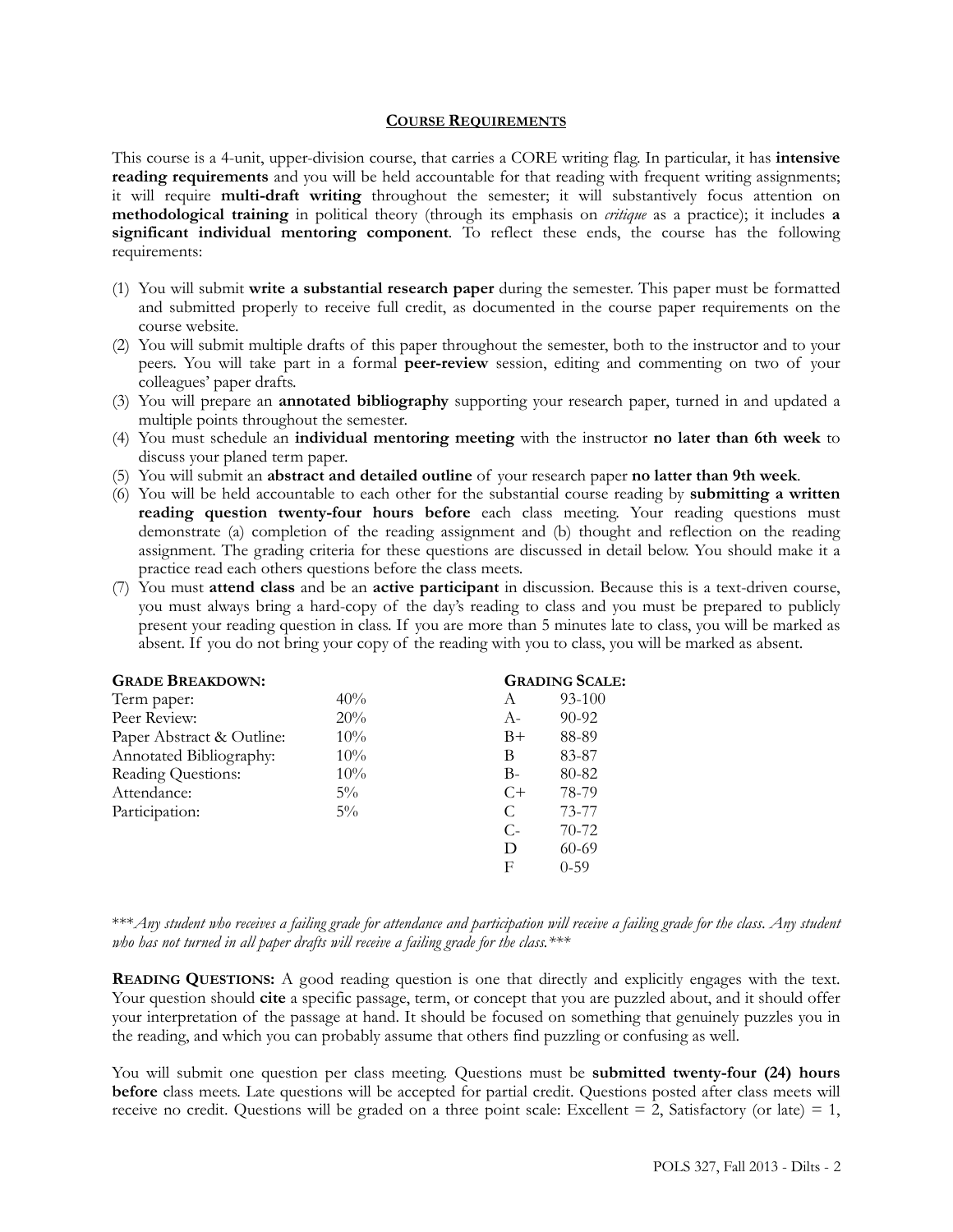## COURSE REQUIREMENTS

This course is a 4-unit, upper-division course, that carries a CORE writing flag. In particular, it has **intensive reading requirements** and you will be held accountable for that reading with frequent writing assignments; it will require **multi-draft writing** throughout the semester; it will substantively focus attention on **methodological training** in political theory (through its emphasis on *critique* as a practice); it includes **a significant individual mentoring component**. To reflect these ends, the course has the following requirements:

(1) You will submit **write a substantial research paper** during the semester. This paper must be formatted and submitted properly to receive full credit, as documented in the course paper requirements on the course website.
(2) You will submit multiple drafts of this paper throughout the semester, both to the instructor and to your peers. You will take part in a formal **peer-review** session, editing and commenting on two of your colleagues' paper drafts.
(3) You will prepare an **annotated bibliography** supporting your research paper, turned in and updated a multiple points throughout the semester.
(4) You must schedule an **individual mentoring meeting** with the instructor **no later than 6th week** to discuss your planed term paper.
(5) You will submit an **abstract and detailed outline** of your research paper **no latter than 9th week**.
(6) You will be held accountable to each other for the substantial course reading by **submitting a written reading question twenty-four hours before** each class meeting. Your reading questions must demonstrate (a) completion of the reading assignment and (b) thought and reflection on the reading assignment. The grading criteria for these questions are discussed in detail below. You should make it a practice read each others questions before the class meets.
(7) You must **attend class** and be an **active participant** in discussion. Because this is a text-driven course, you must always bring a hard-copy of the day's reading to class and you must be prepared to publicly present your reading question in class. If you are more than 5 minutes late to class, you will be marked as absent. If you do not bring your copy of the reading with you to class, you will be marked as absent.

**GRADE BREAKDOWN:**

| Component | Weight |
|---|---|
| Term paper: | 40% |
| Peer Review: | 20% |
| Paper Abstract & Outline: | 10% |
| Annotated Bibliography: | 10% |
| Reading Questions: | 10% |
| Attendance: | 5% |
| Participation: | 5% |

**GRADING SCALE:**

| Grade | Range |
|---|---|
| A | 93-100 |
| A- | 90-92 |
| B+ | 88-89 |
| B | 83-87 |
| B- | 80-82 |
| C+ | 78-79 |
| C | 73-77 |
| C- | 70-72 |
| D | 60-69 |
| F | 0-59 |

****Any student who receives a failing grade for attendance and participation will receive a failing grade for the class. Any student who has not turned in all paper drafts will receive a failing grade for the class.****

**READING QUESTIONS:** A good reading question is one that directly and explicitly engages with the text. Your question should **cite** a specific passage, term, or concept that you are puzzled about, and it should offer your interpretation of the passage at hand. It should be focused on something that genuinely puzzles you in the reading, and which you can probably assume that others find puzzling or confusing as well.

You will submit one question per class meeting. Questions must be **submitted twenty-four (24) hours before** class meets. Late questions will be accepted for partial credit. Questions posted after class meets will receive no credit. Questions will be graded on a three point scale: Excellent = 2, Satisfactory (or late) = 1,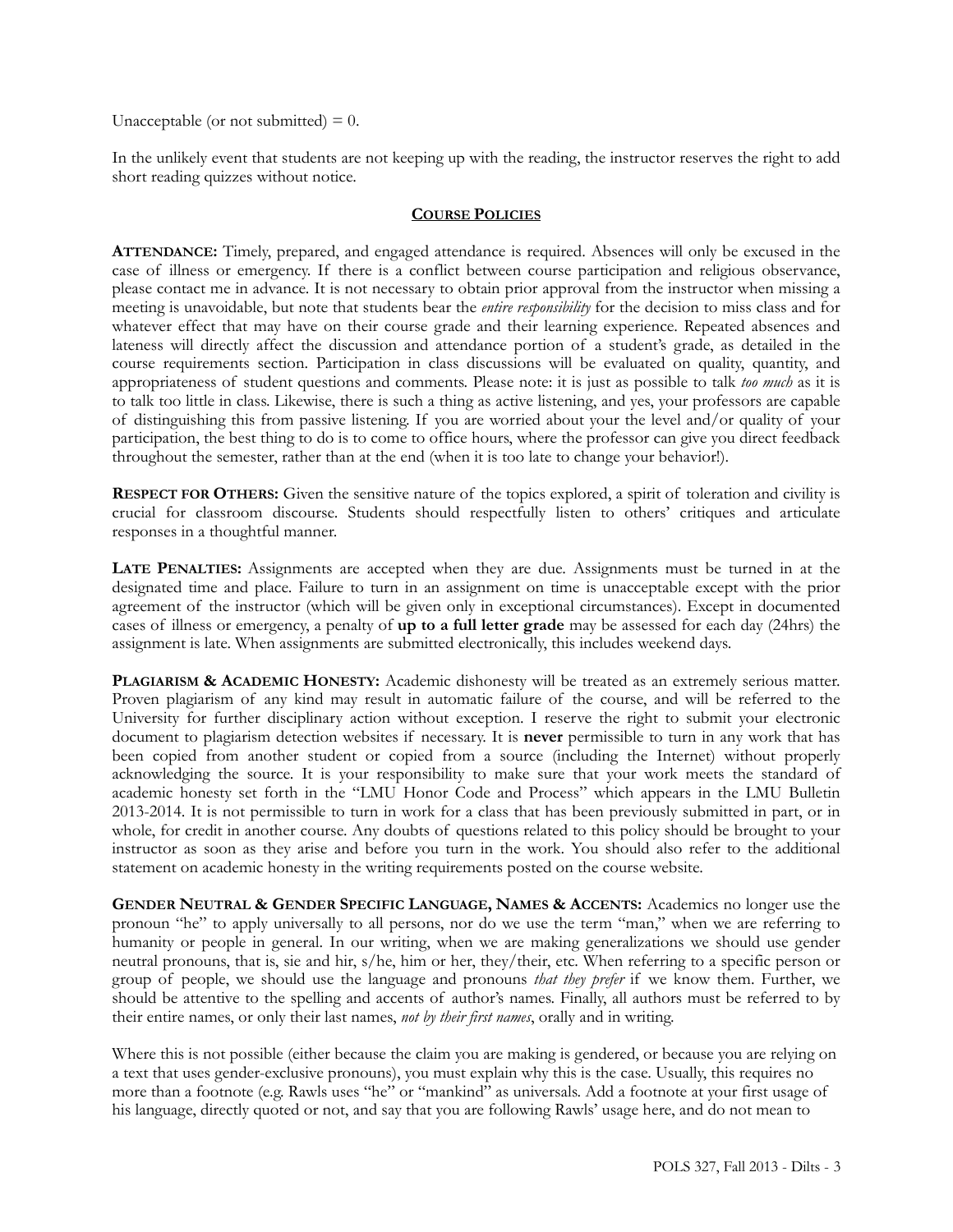Unacceptable (or not submitted) = 0.

In the unlikely event that students are not keeping up with the reading, the instructor reserves the right to add short reading quizzes without notice.

## COURSE POLICIES

**ATTENDANCE:** Timely, prepared, and engaged attendance is required. Absences will only be excused in the case of illness or emergency. If there is a conflict between course participation and religious observance, please contact me in advance. It is not necessary to obtain prior approval from the instructor when missing a meeting is unavoidable, but note that students bear the *entire responsibility* for the decision to miss class and for whatever effect that may have on their course grade and their learning experience. Repeated absences and lateness will directly affect the discussion and attendance portion of a student's grade, as detailed in the course requirements section. Participation in class discussions will be evaluated on quality, quantity, and appropriateness of student questions and comments. Please note: it is just as possible to talk *too much* as it is to talk too little in class. Likewise, there is such a thing as active listening, and yes, your professors are capable of distinguishing this from passive listening. If you are worried about your the level and/or quality of your participation, the best thing to do is to come to office hours, where the professor can give you direct feedback throughout the semester, rather than at the end (when it is too late to change your behavior!).

**RESPECT FOR OTHERS:** Given the sensitive nature of the topics explored, a spirit of toleration and civility is crucial for classroom discourse. Students should respectfully listen to others' critiques and articulate responses in a thoughtful manner.

**LATE PENALTIES:** Assignments are accepted when they are due. Assignments must be turned in at the designated time and place. Failure to turn in an assignment on time is unacceptable except with the prior agreement of the instructor (which will be given only in exceptional circumstances). Except in documented cases of illness or emergency, a penalty of **up to a full letter grade** may be assessed for each day (24hrs) the assignment is late. When assignments are submitted electronically, this includes weekend days.

**PLAGIARISM & ACADEMIC HONESTY:** Academic dishonesty will be treated as an extremely serious matter. Proven plagiarism of any kind may result in automatic failure of the course, and will be referred to the University for further disciplinary action without exception. I reserve the right to submit your electronic document to plagiarism detection websites if necessary. It is **never** permissible to turn in any work that has been copied from another student or copied from a source (including the Internet) without properly acknowledging the source. It is your responsibility to make sure that your work meets the standard of academic honesty set forth in the "LMU Honor Code and Process" which appears in the LMU Bulletin 2013-2014. It is not permissible to turn in work for a class that has been previously submitted in part, or in whole, for credit in another course. Any doubts of questions related to this policy should be brought to your instructor as soon as they arise and before you turn in the work. You should also refer to the additional statement on academic honesty in the writing requirements posted on the course website.

**GENDER NEUTRAL & GENDER SPECIFIC LANGUAGE, NAMES & ACCENTS:** Academics no longer use the pronoun "he" to apply universally to all persons, nor do we use the term "man," when we are referring to humanity or people in general. In our writing, when we are making generalizations we should use gender neutral pronouns, that is, sie and hir, s/he, him or her, they/their, etc. When referring to a specific person or group of people, we should use the language and pronouns *that they prefer* if we know them. Further, we should be attentive to the spelling and accents of author's names. Finally, all authors must be referred to by their entire names, or only their last names, *not by their first names*, orally and in writing.

Where this is not possible (either because the claim you are making is gendered, or because you are relying on a text that uses gender-exclusive pronouns), you must explain why this is the case. Usually, this requires no more than a footnote (e.g. Rawls uses "he" or "mankind" as universals. Add a footnote at your first usage of his language, directly quoted or not, and say that you are following Rawls' usage here, and do not mean to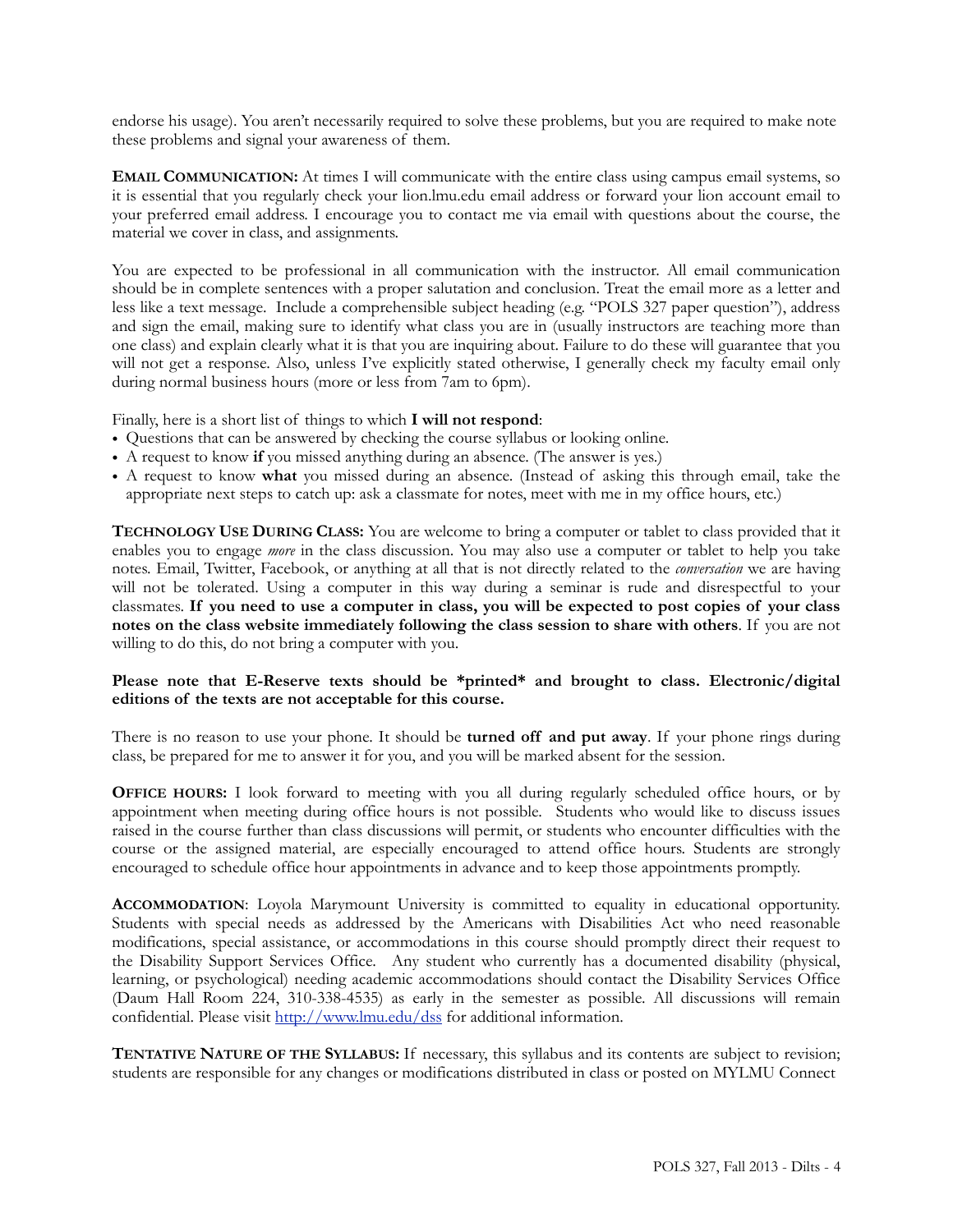endorse his usage). You aren't necessarily required to solve these problems, but you are required to make note these problems and signal your awareness of them.

**EMAIL COMMUNICATION:** At times I will communicate with the entire class using campus email systems, so it is essential that you regularly check your lion.lmu.edu email address or forward your lion account email to your preferred email address. I encourage you to contact me via email with questions about the course, the material we cover in class, and assignments.

You are expected to be professional in all communication with the instructor. All email communication should be in complete sentences with a proper salutation and conclusion. Treat the email more as a letter and less like a text message. Include a comprehensible subject heading (e.g. "POLS 327 paper question"), address and sign the email, making sure to identify what class you are in (usually instructors are teaching more than one class) and explain clearly what it is that you are inquiring about. Failure to do these will guarantee that you will not get a response. Also, unless I've explicitly stated otherwise, I generally check my faculty email only during normal business hours (more or less from 7am to 6pm).

Finally, here is a short list of things to which **I will not respond**:

- Questions that can be answered by checking the course syllabus or looking online.
- A request to know **if** you missed anything during an absence. (The answer is yes.)
- A request to know **what** you missed during an absence. (Instead of asking this through email, take the appropriate next steps to catch up: ask a classmate for notes, meet with me in my office hours, etc.)

**TECHNOLOGY USE DURING CLASS:** You are welcome to bring a computer or tablet to class provided that it enables you to engage *more* in the class discussion. You may also use a computer or tablet to help you take notes. Email, Twitter, Facebook, or anything at all that is not directly related to the *conversation* we are having will not be tolerated. Using a computer in this way during a seminar is rude and disrespectful to your classmates. **If you need to use a computer in class, you will be expected to post copies of your class notes on the class website immediately following the class session to share with others**. If you are not willing to do this, do not bring a computer with you.

**Please note that E-Reserve texts should be \*printed\* and brought to class. Electronic/digital editions of the texts are not acceptable for this course.**

There is no reason to use your phone. It should be **turned off and put away**. If your phone rings during class, be prepared for me to answer it for you, and you will be marked absent for the session.

**OFFICE HOURS:** I look forward to meeting with you all during regularly scheduled office hours, or by appointment when meeting during office hours is not possible. Students who would like to discuss issues raised in the course further than class discussions will permit, or students who encounter difficulties with the course or the assigned material, are especially encouraged to attend office hours. Students are strongly encouraged to schedule office hour appointments in advance and to keep those appointments promptly.

**ACCOMMODATION**: Loyola Marymount University is committed to equality in educational opportunity. Students with special needs as addressed by the Americans with Disabilities Act who need reasonable modifications, special assistance, or accommodations in this course should promptly direct their request to the Disability Support Services Office. Any student who currently has a documented disability (physical, learning, or psychological) needing academic accommodations should contact the Disability Services Office (Daum Hall Room 224, 310-338-4535) as early in the semester as possible. All discussions will remain confidential. Please visit [http://www.lmu.edu/dss](http://www.lmu.edu/dss) for additional information.

**TENTATIVE NATURE OF THE SYLLABUS:** If necessary, this syllabus and its contents are subject to revision; students are responsible for any changes or modifications distributed in class or posted on MYLMU Connect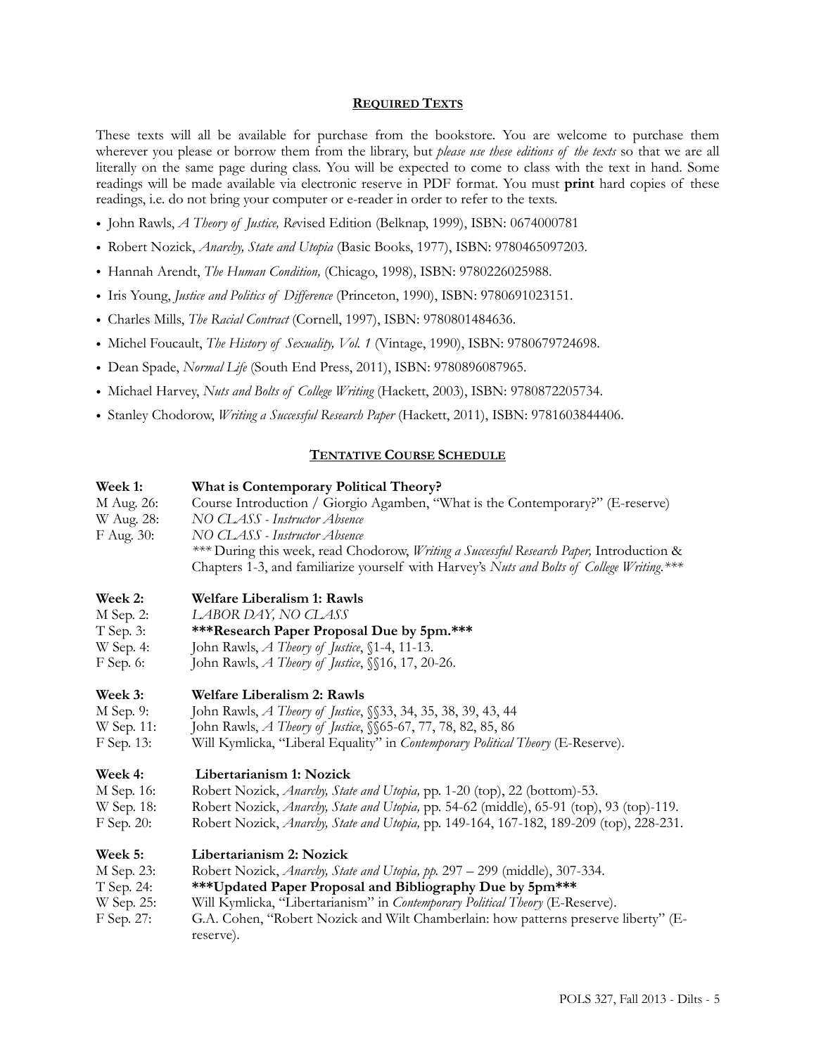## Required Texts

These texts will all be available for purchase from the bookstore. You are welcome to purchase them wherever you please or borrow them from the library, but *please use these editions of the texts* so that we are all literally on the same page during class. You will be expected to come to class with the text in hand. Some readings will be made available via electronic reserve in PDF format. You must **print** hard copies of these readings, i.e. do not bring your computer or e-reader in order to refer to the texts.

- John Rawls, *A Theory of Justice, Re*vised Edition (Belknap, 1999), ISBN: 0674000781
- Robert Nozick, *Anarchy, State and Utopia* (Basic Books, 1977), ISBN: 9780465097203.
- Hannah Arendt, *The Human Condition,* (Chicago, 1998), ISBN: 9780226025988.
- Iris Young, *Justice and Politics of Difference* (Princeton, 1990), ISBN: 9780691023151.
- Charles Mills, *The Racial Contract* (Cornell, 1997), ISBN: 9780801484636.
- Michel Foucault, *The History of Sexuality, Vol. 1* (Vintage, 1990), ISBN: 9780679724698.
- Dean Spade, *Normal Life* (South End Press, 2011), ISBN: 9780896087965.
- Michael Harvey, *Nuts and Bolts of College Writing* (Hackett, 2003), ISBN: 9780872205734.
- Stanley Chodorow, *Writing a Successful Research Paper* (Hackett, 2011), ISBN: 9781603844406.

## Tentative Course Schedule

**Week 1: What is Contemporary Political Theory?**

M Aug. 26: Course Introduction / Giorgio Agamben, "What is the Contemporary?" (E-reserve)
W Aug. 28: *NO CLASS - Instructor Absence*
F Aug. 30: *NO CLASS - Instructor Absence*
*** During this week, read Chodorow, *Writing a Successful Research Paper,* Introduction & Chapters 1-3, and familiarize yourself with Harvey's *Nuts and Bolts of College Writing.****

**Week 2: Welfare Liberalism 1: Rawls**

M Sep. 2: *LABOR DAY, NO CLASS*
T Sep. 3: **\*\*\*Research Paper Proposal Due by 5pm.\*\*\***
W Sep. 4: John Rawls, *A Theory of Justice*, §1-4, 11-13.
F Sep. 6: John Rawls, *A Theory of Justice*, §§16, 17, 20-26.

**Week 3: Welfare Liberalism 2: Rawls**

M Sep. 9: John Rawls, *A Theory of Justice*, §§33, 34, 35, 38, 39, 43, 44
W Sep. 11: John Rawls, *A Theory of Justice*, §§65-67, 77, 78, 82, 85, 86
F Sep. 13: Will Kymlicka, "Liberal Equality" in *Contemporary Political Theory* (E-Reserve).

**Week 4: Libertarianism 1: Nozick**

M Sep. 16: Robert Nozick, *Anarchy, State and Utopia,* pp. 1-20 (top), 22 (bottom)-53.
W Sep. 18: Robert Nozick, *Anarchy, State and Utopia,* pp. 54-62 (middle), 65-91 (top), 93 (top)-119.
F Sep. 20: Robert Nozick, *Anarchy, State and Utopia,* pp. 149-164, 167-182, 189-209 (top), 228-231.

**Week 5: Libertarianism 2: Nozick**

M Sep. 23: Robert Nozick, *Anarchy, State and Utopia, pp.* 297 – 299 (middle), 307-334.
T Sep. 24: **\*\*\*Updated Paper Proposal and Bibliography Due by 5pm\*\*\***
W Sep. 25: Will Kymlicka, "Libertarianism" in *Contemporary Political Theory* (E-Reserve).
F Sep. 27: G.A. Cohen, "Robert Nozick and Wilt Chamberlain: how patterns preserve liberty" (E-reserve).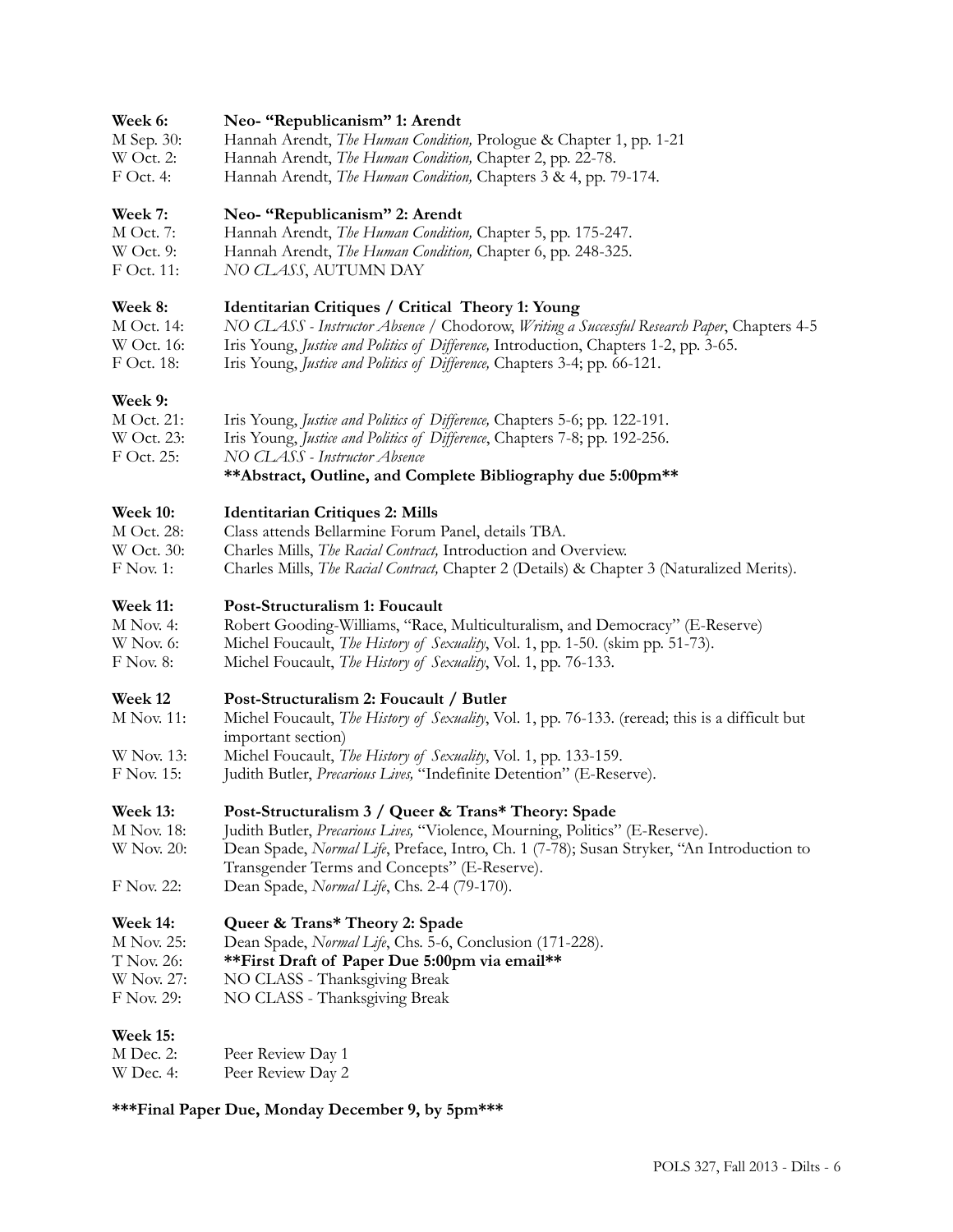**Week 6: Neo- "Republicanism" 1: Arendt**

M Sep. 30: Hannah Arendt, *The Human Condition,* Prologue & Chapter 1, pp. 1-21
W Oct. 2: Hannah Arendt, *The Human Condition,* Chapter 2, pp. 22-78.
F Oct. 4: Hannah Arendt, *The Human Condition,* Chapters 3 & 4, pp. 79-174.

**Week 7: Neo- "Republicanism" 2: Arendt**

M Oct. 7: Hannah Arendt, *The Human Condition,* Chapter 5, pp. 175-247.
W Oct. 9: Hannah Arendt, *The Human Condition,* Chapter 6, pp. 248-325.
F Oct. 11: *NO CLASS*, AUTUMN DAY

**Week 8: Identitarian Critiques / Critical Theory 1: Young**

M Oct. 14: *NO CLASS - Instructor Absence* / Chodorow, *Writing a Successful Research Paper*, Chapters 4-5
W Oct. 16: Iris Young, *Justice and Politics of Difference,* Introduction, Chapters 1-2, pp. 3-65.
F Oct. 18: Iris Young, *Justice and Politics of Difference,* Chapters 3-4; pp. 66-121.

**Week 9:**

M Oct. 21: Iris Young, *Justice and Politics of Difference,* Chapters 5-6; pp. 122-191.
W Oct. 23: Iris Young, *Justice and Politics of Difference*, Chapters 7-8; pp. 192-256.
F Oct. 25: *NO CLASS - Instructor Absence*
**\*\*Abstract, Outline, and Complete Bibliography due 5:00pm\*\***

**Week 10: Identitarian Critiques 2: Mills**

M Oct. 28: Class attends Bellarmine Forum Panel, details TBA.
W Oct. 30: Charles Mills, *The Racial Contract,* Introduction and Overview.
F Nov. 1: Charles Mills, *The Racial Contract,* Chapter 2 (Details) & Chapter 3 (Naturalized Merits).

**Week 11: Post-Structuralism 1: Foucault**

M Nov. 4: Robert Gooding-Williams, "Race, Multiculturalism, and Democracy" (E-Reserve)
W Nov. 6: Michel Foucault, *The History of Sexuality*, Vol. 1, pp. 1-50. (skim pp. 51-73).
F Nov. 8: Michel Foucault, *The History of Sexuality*, Vol. 1, pp. 76-133.

**Week 12 Post-Structuralism 2: Foucault / Butler**

M Nov. 11: Michel Foucault, *The History of Sexuality*, Vol. 1, pp. 76-133. (reread; this is a difficult but important section)
W Nov. 13: Michel Foucault, *The History of Sexuality*, Vol. 1, pp. 133-159.
F Nov. 15: Judith Butler, *Precarious Lives,* "Indefinite Detention" (E-Reserve).

**Week 13: Post-Structuralism 3 / Queer & Trans\* Theory: Spade**

M Nov. 18: Judith Butler, *Precarious Lives,* "Violence, Mourning, Politics" (E-Reserve).
W Nov. 20: Dean Spade, *Normal Life*, Preface, Intro, Ch. 1 (7-78); Susan Stryker, "An Introduction to Transgender Terms and Concepts" (E-Reserve).
F Nov. 22: Dean Spade, *Normal Life*, Chs. 2-4 (79-170).

**Week 14: Queer & Trans\* Theory 2: Spade**

M Nov. 25: Dean Spade, *Normal Life*, Chs. 5-6, Conclusion (171-228).
T Nov. 26: **\*\*First Draft of Paper Due 5:00pm via email\*\***
W Nov. 27: NO CLASS - Thanksgiving Break
F Nov. 29: NO CLASS - Thanksgiving Break

**Week 15:**

M Dec. 2: Peer Review Day 1
W Dec. 4: Peer Review Day 2

**\*\*\*Final Paper Due, Monday December 9, by 5pm\*\*\***